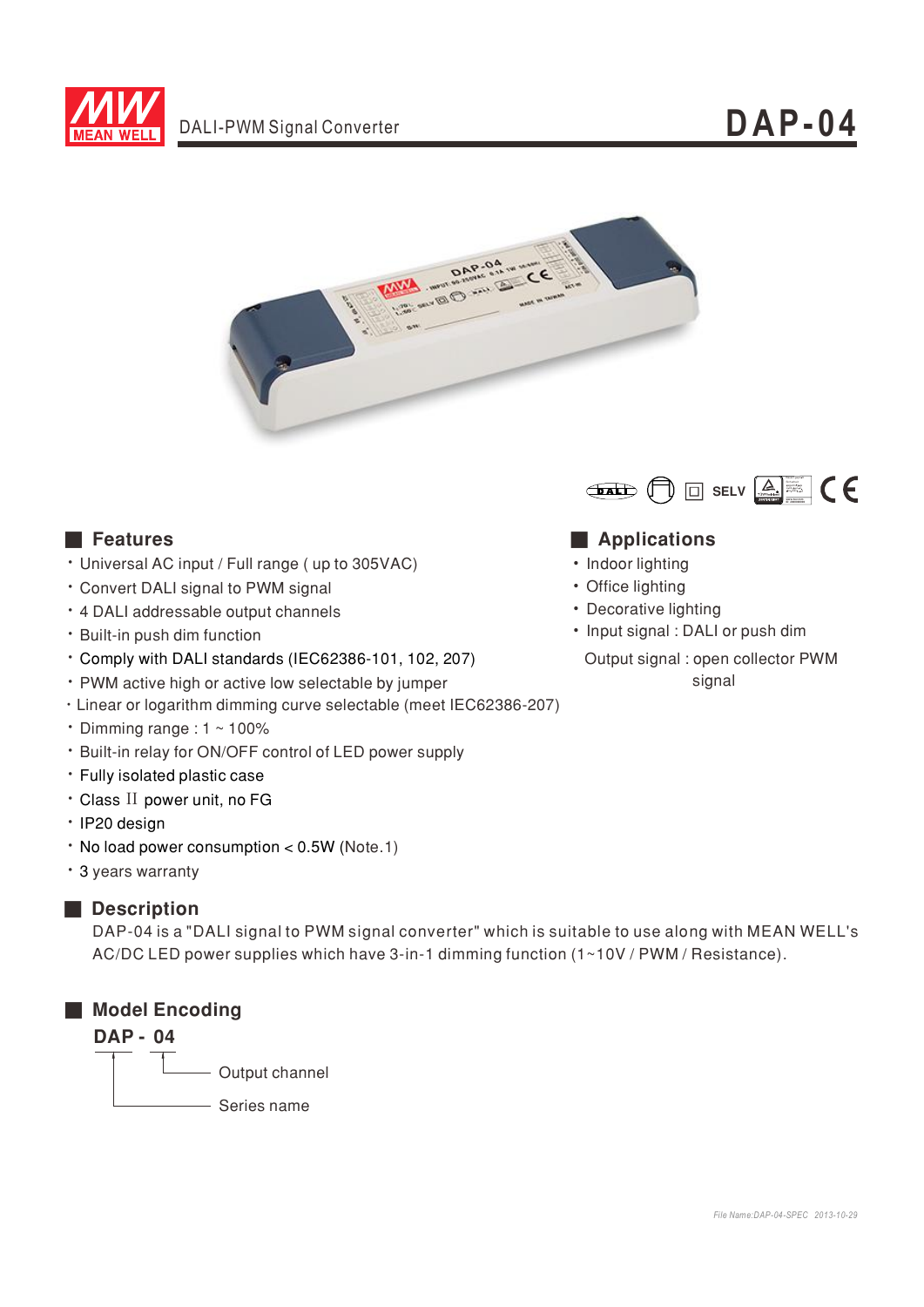# DAP-04

DALI-PWM Signal Converter

## Features

- Universal AC input / Full range ( up to 305VAC)
- Convert DALI signal to PWM signal
- 4 DALI addressable output channels
- Built-in push dim function
- Comply with DALI standards (IEC62386-101, 102, 207)
- PWM active high or active low selectable by jumper
- Linear or logarithm dimming curve selectable (meet IEC62386-207)
- Dimming range : 1 ~ 100%
- Built-in relay for ON/OFF control of LED power supply
- Fully isolated plastic case
- Class II power unit, no FG
- IP20 design
- No load power consumption < 0.5W (Note.1)
- 3 years warranty

## Applications

- Indoor lighting
- Office lighting
- Decorative lighting
- Input signal : DALI or push dim

  Output signal : open collector PWM signal

## Description

DAP-04 is a "DALI signal to PWM signal converter" which is suitable to use along with MEAN WELL's AC/DC LED power supplies which have 3-in-1 dimming function (1~10V / PWM / Resistance).

## Model Encoding

**DAP - 04**

- 04 — Output channel
- DAP — Series name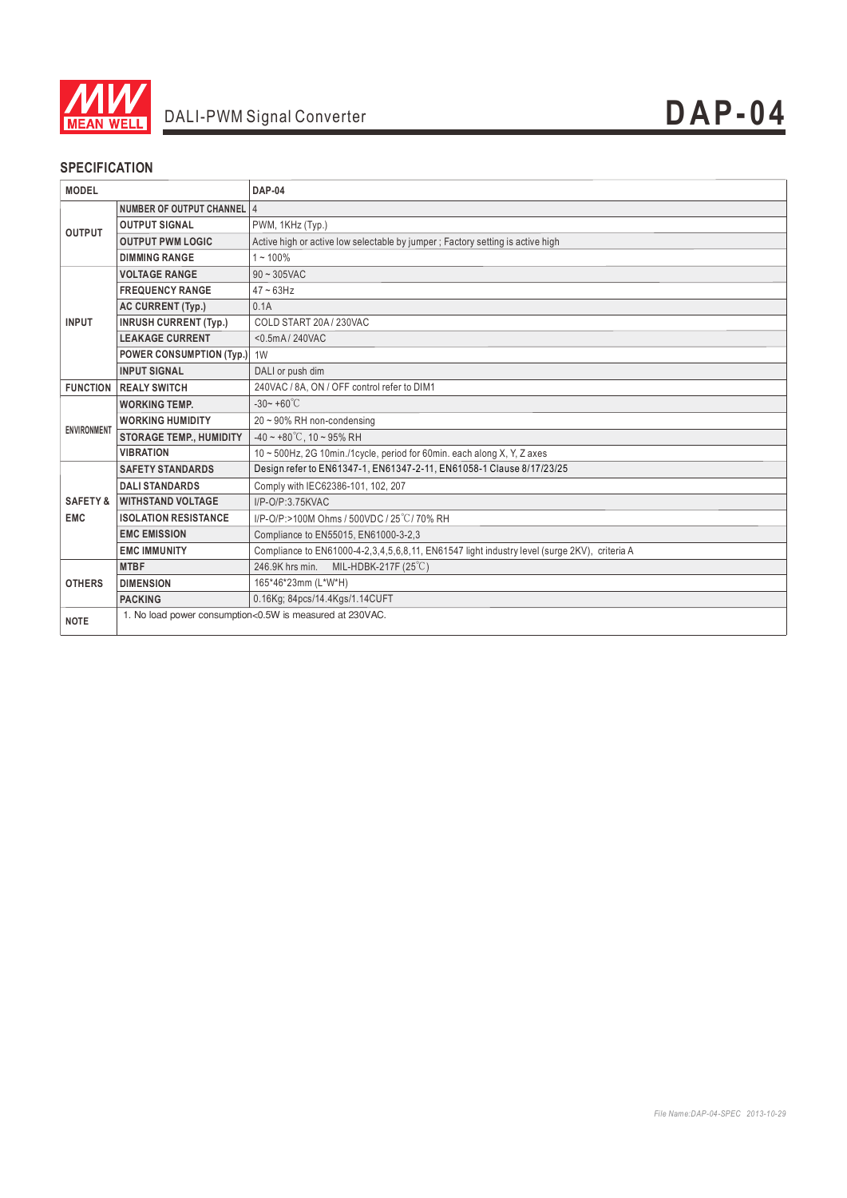# DALI-PWM Signal Converter

# DAP-04

## SPECIFICATION

| MODEL | | DAP-04 |
|---|---|---|
| OUTPUT | NUMBER OF OUTPUT CHANNEL | 4 |
| | OUTPUT SIGNAL | PWM, 1KHz (Typ.) |
| | OUTPUT PWM LOGIC | Active high or active low selectable by jumper ; Factory setting is active high |
| | DIMMING RANGE | 1 ~ 100% |
| INPUT | VOLTAGE RANGE | 90 ~ 305VAC |
| | FREQUENCY RANGE | 47 ~ 63Hz |
| | AC CURRENT (Typ.) | 0.1A |
| | INRUSH CURRENT (Typ.) | COLD START 20A / 230VAC |
| | LEAKAGE CURRENT | <0.5mA / 240VAC |
| | POWER CONSUMPTION (Typ.) | 1W |
| | INPUT SIGNAL | DALI or push dim |
| FUNCTION | REALY SWITCH | 240VAC / 8A, ON / OFF control refer to DIM1 |
| ENVIRONMENT | WORKING TEMP. | -30~ +60℃ |
| | WORKING HUMIDITY | 20 ~ 90% RH non-condensing |
| | STORAGE TEMP., HUMIDITY | -40 ~ +80℃, 10 ~ 95% RH |
| | VIBRATION | 10 ~ 500Hz, 2G 10min./1cycle, period for 60min. each along X, Y, Z axes |
| SAFETY & EMC | SAFETY STANDARDS | Design refer to EN61347-1, EN61347-2-11, EN61058-1 Clause 8/17/23/25 |
| | DALI STANDARDS | Comply with IEC62386-101, 102, 207 |
| | WITHSTAND VOLTAGE | I/P-O/P:3.75KVAC |
| | ISOLATION RESISTANCE | I/P-O/P:>100M Ohms / 500VDC / 25℃/ 70% RH |
| | EMC EMISSION | Compliance to EN55015, EN61000-3-2,3 |
| | EMC IMMUNITY | Compliance to EN61000-4-2,3,4,5,6,8,11, EN61547 light industry level (surge 2KV), criteria A |
| OTHERS | MTBF | 246.9K hrs min. MIL-HDBK-217F (25℃) |
| | DIMENSION | 165*46*23mm (L*W*H) |
| | PACKING | 0.16Kg; 84pcs/14.4Kgs/1.14CUFT |
| NOTE | 1. No load power consumption<0.5W is measured at 230VAC. | |

*File Name:DAP-04-SPEC 2013-10-29*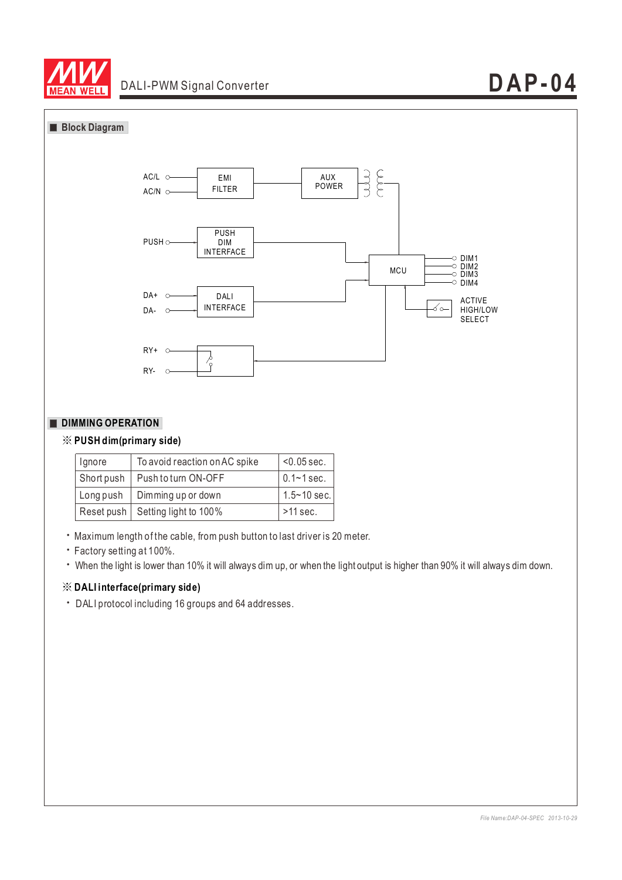## ■ Block Diagram

AC/L
AC/N
EMI FILTER
AUX POWER
PUSH
PUSH DIM INTERFACE
MCU
DIM1
DIM2
DIM3
DIM4
DA+
DA-
DALI INTERFACE
ACTIVE HIGH/LOW SELECT
RY+
RY-

## ■ DIMMING OPERATION

### ※ PUSH dim(primary side)

| Ignore | To avoid reaction on AC spike | <0.05 sec. |
|---|---|---|
| Short push | Push to turn ON-OFF | 0.1~1 sec. |
| Long push | Dimming up or down | 1.5~10 sec. |
| Reset push | Setting light to 100% | >11 sec. |

- Maximum length of the cable, from push button to last driver is 20 meter.
- Factory setting at 100%.
- When the light is lower than 10% it will always dim up, or when the light output is higher than 90% it will always dim down.

### ※ DALI interface(primary side)

- DALI protocol including 16 groups and 64 addresses.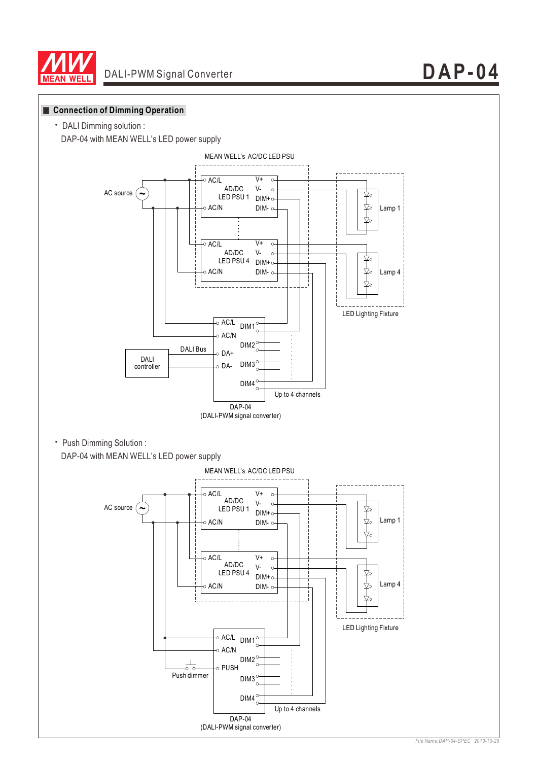## Connection of Dimming Operation

- DALI Dimming solution :

  DAP-04 with MEAN WELL's LED power supply

MEAN WELL's AC/DC LED PSU

AC source

AC/L, AD/DC LED PSU 1, AC/N, V+, V-, DIM+, DIM-

AC/L, AD/DC LED PSU 4, AC/N, V+, V-, DIM+, DIM-

Lamp 1

Lamp 4

LED Lighting Fixture

DALI controller

DALI Bus

AC/L, AC/N, DA+, DA-, DIM1, DIM2, DIM3, DIM4

Up to 4 channels

DAP-04
(DALI-PWM signal converter)

- Push Dimming Solution :

  DAP-04 with MEAN WELL's LED power supply

MEAN WELL's AC/DC LED PSU

AC source

AC/L, AD/DC LED PSU 1, AC/N, V+, V-, DIM+, DIM-

AC/L, AD/DC LED PSU 4, AC/N, V+, V-, DIM+, DIM-

Lamp 1

Lamp 4

LED Lighting Fixture

Push dimmer

AC/L, AC/N, PUSH, DIM1, DIM2, DIM3, DIM4

Up to 4 channels

DAP-04
(DALI-PWM signal converter)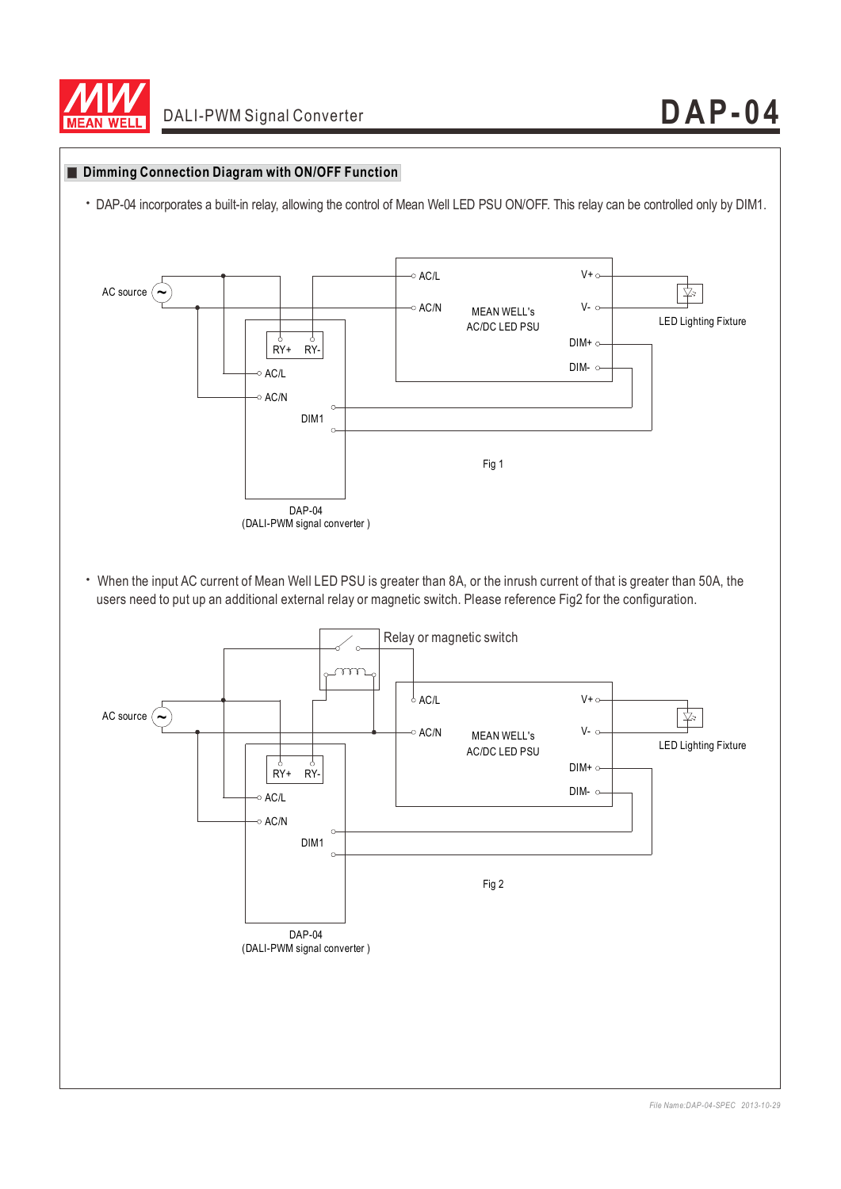## Dimming Connection Diagram with ON/OFF Function

- DAP-04 incorporates a built-in relay, allowing the control of Mean Well LED PSU ON/OFF. This relay can be controlled only by DIM1.

AC source

AC/L

AC/N

MEAN WELL's AC/DC LED PSU

V+

V-

DIM+

DIM-

LED Lighting Fixture

RY+ RY-

AC/L

AC/N

DIM1

Fig 1

DAP-04
(DALI-PWM signal converter )

- When the input AC current of Mean Well LED PSU is greater than 8A, or the inrush current of that is greater than 50A, the users need to put up an additional external relay or magnetic switch. Please reference Fig2 for the configuration.

Relay or magnetic switch

AC source

AC/L

AC/N

MEAN WELL's AC/DC LED PSU

V+

V-

DIM+

DIM-

LED Lighting Fixture

RY+ RY-

AC/L

AC/N

DIM1

Fig 2

DAP-04
(DALI-PWM signal converter )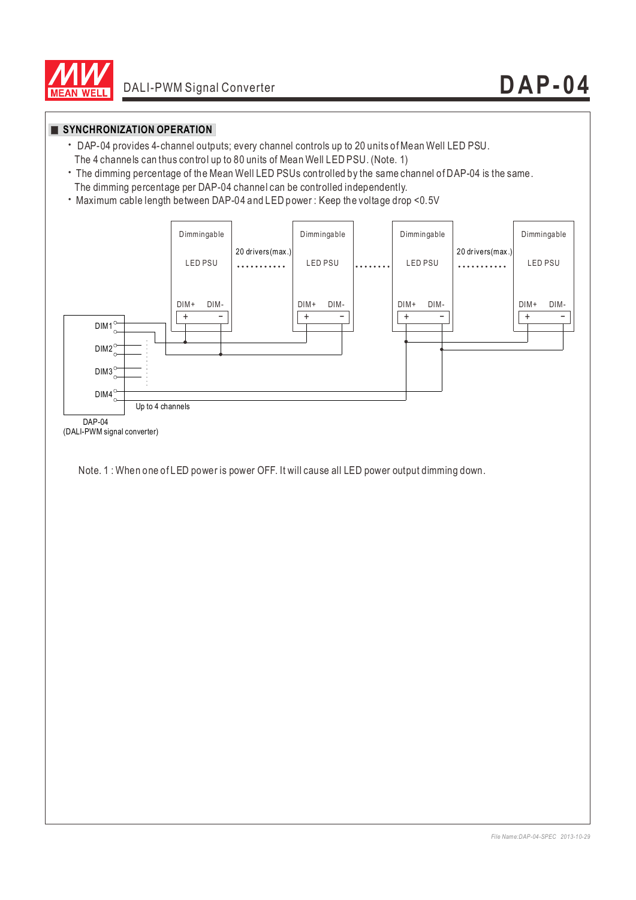## SYNCHRONIZATION OPERATION

- DAP-04 provides 4-channel outputs; every channel controls up to 20 units of Mean Well LED PSU. The 4 channels can thus control up to 80 units of Mean Well LED PSU. (Note. 1)
- The dimming percentage of the Mean Well LED PSUs controlled by the same channel of DAP-04 is the same. The dimming percentage per DAP-04 channel can be controlled independently.
- Maximum cable length between DAP-04 and LED power : Keep the voltage drop <0.5V

Dimmingable LED PSU

DIM+ DIM-

20 drivers(max.)

DIM1

DIM2

DIM3

DIM4

Up to 4 channels

DAP-04
(DALI-PWM signal converter)

Note. 1 : When one of LED power is power OFF. It will cause all LED power output dimming down.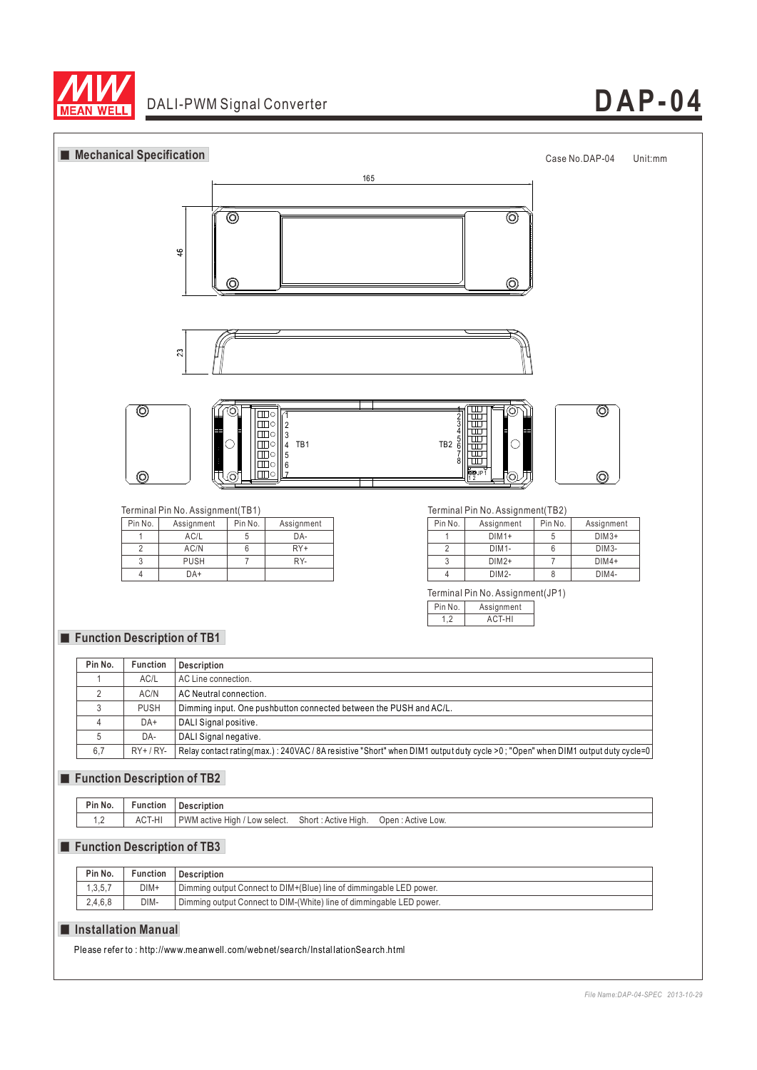# DALI-PWM Signal Converter

# DAP-04

## Mechanical Specification

Case No.DAP-04 Unit:mm

165

46

23

TB1

TB2

JP1

Terminal Pin No. Assignment(TB1)

| Pin No. | Assignment | Pin No. | Assignment |
|---|---|---|---|
| 1 | AC/L | 5 | DA- |
| 2 | AC/N | 6 | RY+ |
| 3 | PUSH | 7 | RY- |
| 4 | DA+ | | |

Terminal Pin No. Assignment(TB2)

| Pin No. | Assignment | Pin No. | Assignment |
|---|---|---|---|
| 1 | DIM1+ | 5 | DIM3+ |
| 2 | DIM1- | 6 | DIM3- |
| 3 | DIM2+ | 7 | DIM4+ |
| 4 | DIM2- | 8 | DIM4- |

Terminal Pin No. Assignment(JP1)

| Pin No. | Assignment |
|---|---|
| 1,2 | ACT-HI |

## Function Description of TB1

| Pin No. | Function | Description |
|---|---|---|
| 1 | AC/L | AC Line connection. |
| 2 | AC/N | AC Neutral connection. |
| 3 | PUSH | Dimming input. One pushbutton connected between the PUSH and AC/L. |
| 4 | DA+ | DALI Signal positive. |
| 5 | DA- | DALI Signal negative. |
| 6,7 | RY+ / RY- | Relay contact rating(max.) : 240VAC / 8A resistive "Short" when DIM1 output duty cycle >0 ; "Open" when DIM1 output duty cycle=0 |

## Function Description of TB2

| Pin No. | Function | Description |
|---|---|---|
| 1,2 | ACT-HI | PWM active High / Low select. Short : Active High. Open : Active Low. |

## Function Description of TB3

| Pin No. | Function | Description |
|---|---|---|
| 1,3,5,7 | DIM+ | Dimming output Connect to DIM+(Blue) line of dimmingable LED power. |
| 2,4,6,8 | DIM- | Dimming output Connect to DIM-(White) line of dimmingable LED power. |

## Installation Manual

Please refer to : http://www.meanwell.com/webnet/search/InstallationSearch.html

File Name:DAP-04-SPEC 2013-10-29